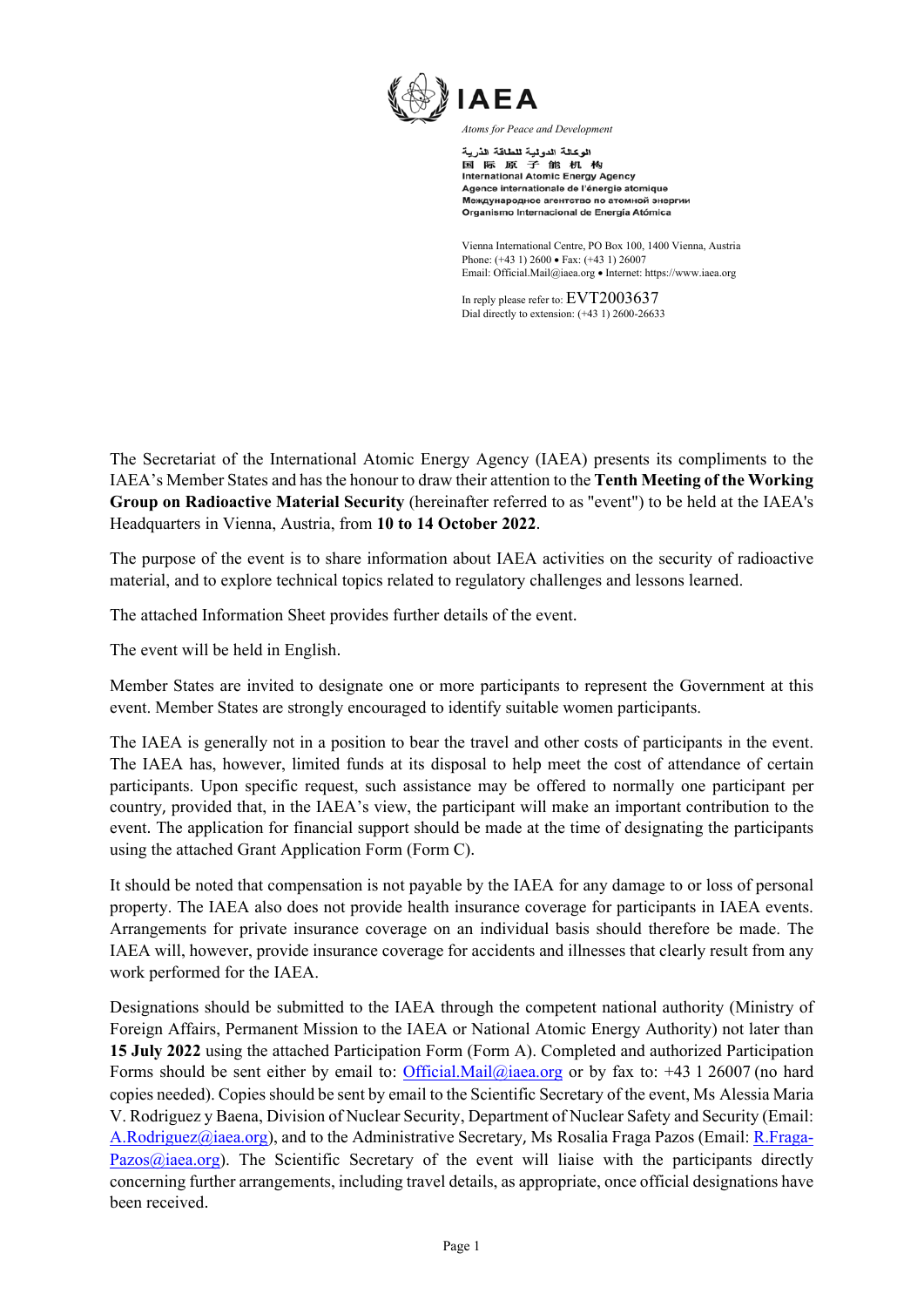**IAEA**

*Atoms for Peace and Development*

الوكالة الدولية للطاقة الذرية
国际原子能机构
International Atomic Energy Agency
Agence internationale de l'énergie atomique
Международное агентство по атомной энергии
Organismo Internacional de Energía Atómica

Vienna International Centre, PO Box 100, 1400 Vienna, Austria
Phone: (+43 1) 2600 • Fax: (+43 1) 26007
Email: Official.Mail@iaea.org • Internet: https://www.iaea.org

In reply please refer to: EVT2003637
Dial directly to extension: (+43 1) 2600-26633

The Secretariat of the International Atomic Energy Agency (IAEA) presents its compliments to the IAEA's Member States and has the honour to draw their attention to the **Tenth Meeting of the Working Group on Radioactive Material Security** (hereinafter referred to as "event") to be held at the IAEA's Headquarters in Vienna, Austria, from **10 to 14 October 2022**.

The purpose of the event is to share information about IAEA activities on the security of radioactive material, and to explore technical topics related to regulatory challenges and lessons learned.

The attached Information Sheet provides further details of the event.

The event will be held in English.

Member States are invited to designate one or more participants to represent the Government at this event. Member States are strongly encouraged to identify suitable women participants.

The IAEA is generally not in a position to bear the travel and other costs of participants in the event. The IAEA has, however, limited funds at its disposal to help meet the cost of attendance of certain participants. Upon specific request, such assistance may be offered to normally one participant per country, provided that, in the IAEA's view, the participant will make an important contribution to the event. The application for financial support should be made at the time of designating the participants using the attached Grant Application Form (Form C).

It should be noted that compensation is not payable by the IAEA for any damage to or loss of personal property. The IAEA also does not provide health insurance coverage for participants in IAEA events. Arrangements for private insurance coverage on an individual basis should therefore be made. The IAEA will, however, provide insurance coverage for accidents and illnesses that clearly result from any work performed for the IAEA.

Designations should be submitted to the IAEA through the competent national authority (Ministry of Foreign Affairs, Permanent Mission to the IAEA or National Atomic Energy Authority) not later than **15 July 2022** using the attached Participation Form (Form A). Completed and authorized Participation Forms should be sent either by email to: Official.Mail@iaea.org or by fax to: +43 1 26007 (no hard copies needed). Copies should be sent by email to the Scientific Secretary of the event, Ms Alessia Maria V. Rodriguez y Baena, Division of Nuclear Security, Department of Nuclear Safety and Security (Email: A.Rodriguez@iaea.org), and to the Administrative Secretary, Ms Rosalia Fraga Pazos (Email: R.Fraga-Pazos@iaea.org). The Scientific Secretary of the event will liaise with the participants directly concerning further arrangements, including travel details, as appropriate, once official designations have been received.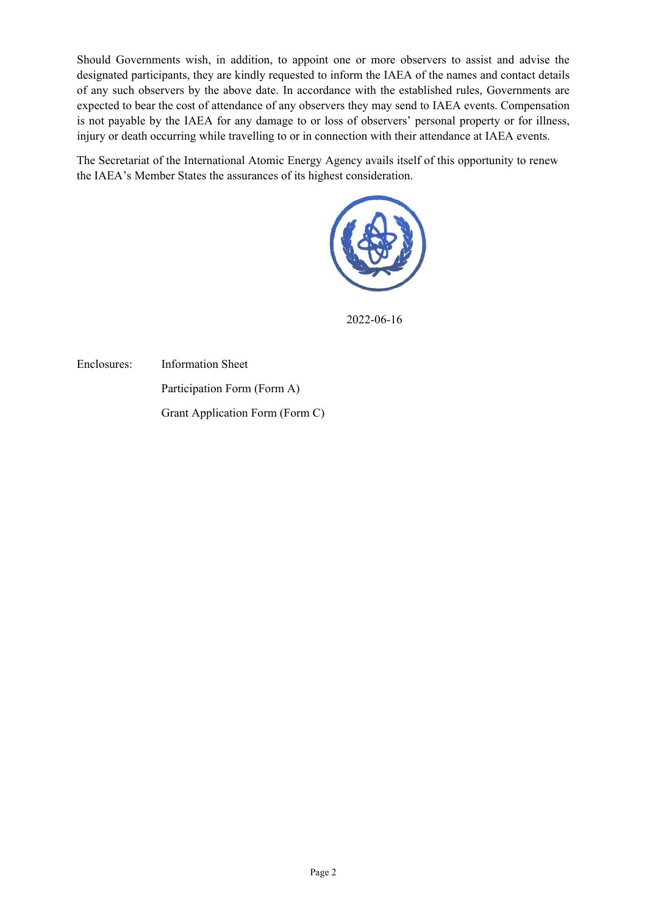Should Governments wish, in addition, to appoint one or more observers to assist and advise the designated participants, they are kindly requested to inform the IAEA of the names and contact details of any such observers by the above date. In accordance with the established rules, Governments are expected to bear the cost of attendance of any observers they may send to IAEA events. Compensation is not payable by the IAEA for any damage to or loss of observers' personal property or for illness, injury or death occurring while travelling to or in connection with their attendance at IAEA events.

The Secretariat of the International Atomic Energy Agency avails itself of this opportunity to renew the IAEA's Member States the assurances of its highest consideration.

2022-06-16

Enclosures: Information Sheet

Participation Form (Form A)

Grant Application Form (Form C)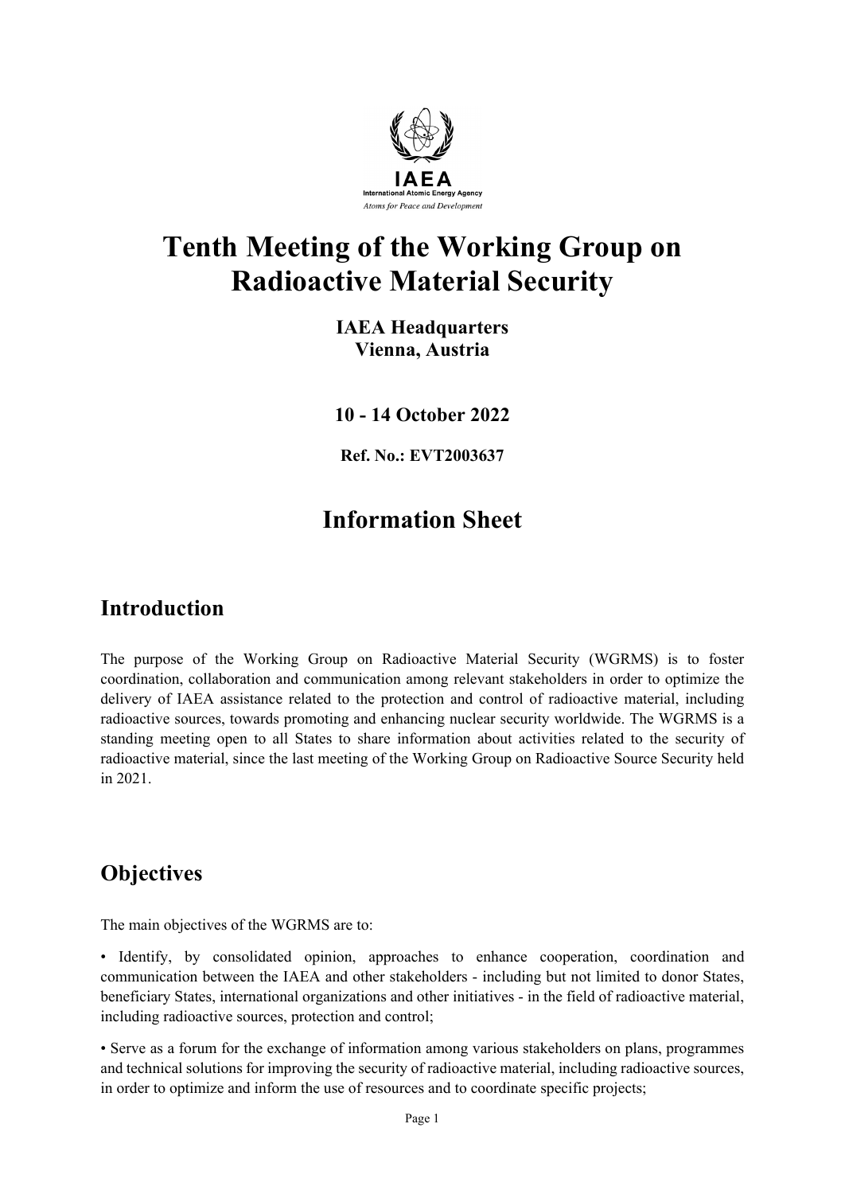IAEA

International Atomic Energy Agency

*Atoms for Peace and Development*

# Tenth Meeting of the Working Group on Radioactive Material Security

**IAEA Headquarters**
**Vienna, Austria**

**10 - 14 October 2022**

**Ref. No.: EVT2003637**

# Information Sheet

## Introduction

The purpose of the Working Group on Radioactive Material Security (WGRMS) is to foster coordination, collaboration and communication among relevant stakeholders in order to optimize the delivery of IAEA assistance related to the protection and control of radioactive material, including radioactive sources, towards promoting and enhancing nuclear security worldwide. The WGRMS is a standing meeting open to all States to share information about activities related to the security of radioactive material, since the last meeting of the Working Group on Radioactive Source Security held in 2021.

## Objectives

The main objectives of the WGRMS are to:

• Identify, by consolidated opinion, approaches to enhance cooperation, coordination and communication between the IAEA and other stakeholders - including but not limited to donor States, beneficiary States, international organizations and other initiatives - in the field of radioactive material, including radioactive sources, protection and control;

• Serve as a forum for the exchange of information among various stakeholders on plans, programmes and technical solutions for improving the security of radioactive material, including radioactive sources, in order to optimize and inform the use of resources and to coordinate specific projects;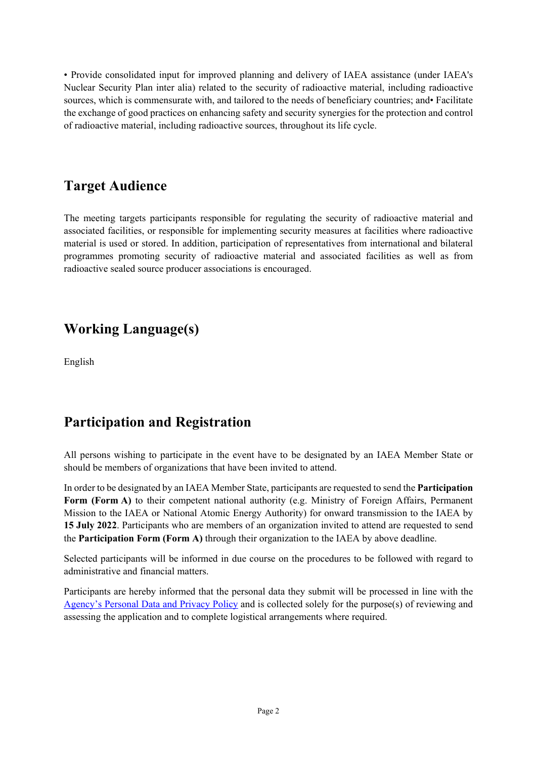• Provide consolidated input for improved planning and delivery of IAEA assistance (under IAEA's Nuclear Security Plan inter alia) related to the security of radioactive material, including radioactive sources, which is commensurate with, and tailored to the needs of beneficiary countries; and• Facilitate the exchange of good practices on enhancing safety and security synergies for the protection and control of radioactive material, including radioactive sources, throughout its life cycle.

## Target Audience

The meeting targets participants responsible for regulating the security of radioactive material and associated facilities, or responsible for implementing security measures at facilities where radioactive material is used or stored. In addition, participation of representatives from international and bilateral programmes promoting security of radioactive material and associated facilities as well as from radioactive sealed source producer associations is encouraged.

## Working Language(s)

English

## Participation and Registration

All persons wishing to participate in the event have to be designated by an IAEA Member State or should be members of organizations that have been invited to attend.

In order to be designated by an IAEA Member State, participants are requested to send the **Participation Form (Form A)** to their competent national authority (e.g. Ministry of Foreign Affairs, Permanent Mission to the IAEA or National Atomic Energy Authority) for onward transmission to the IAEA by **15 July 2022**. Participants who are members of an organization invited to attend are requested to send the **Participation Form (Form A)** through their organization to the IAEA by above deadline.

Selected participants will be informed in due course on the procedures to be followed with regard to administrative and financial matters.

Participants are hereby informed that the personal data they submit will be processed in line with the Agency's Personal Data and Privacy Policy and is collected solely for the purpose(s) of reviewing and assessing the application and to complete logistical arrangements where required.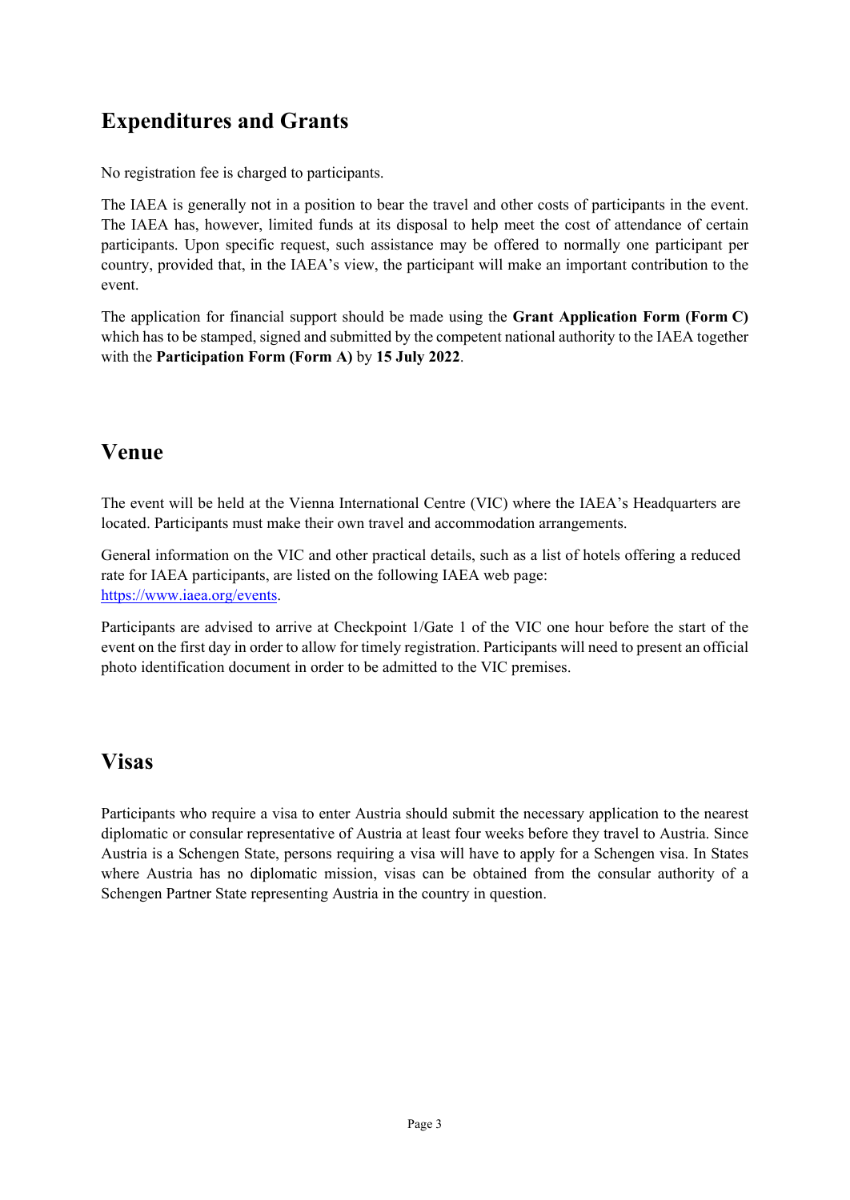## Expenditures and Grants

No registration fee is charged to participants.

The IAEA is generally not in a position to bear the travel and other costs of participants in the event. The IAEA has, however, limited funds at its disposal to help meet the cost of attendance of certain participants. Upon specific request, such assistance may be offered to normally one participant per country, provided that, in the IAEA's view, the participant will make an important contribution to the event.

The application for financial support should be made using the **Grant Application Form (Form C)** which has to be stamped, signed and submitted by the competent national authority to the IAEA together with the **Participation Form (Form A)** by **15 July 2022**.

## Venue

The event will be held at the Vienna International Centre (VIC) where the IAEA's Headquarters are located. Participants must make their own travel and accommodation arrangements.

General information on the VIC and other practical details, such as a list of hotels offering a reduced rate for IAEA participants, are listed on the following IAEA web page: [https://www.iaea.org/events](https://www.iaea.org/events).

Participants are advised to arrive at Checkpoint 1/Gate 1 of the VIC one hour before the start of the event on the first day in order to allow for timely registration. Participants will need to present an official photo identification document in order to be admitted to the VIC premises.

## Visas

Participants who require a visa to enter Austria should submit the necessary application to the nearest diplomatic or consular representative of Austria at least four weeks before they travel to Austria. Since Austria is a Schengen State, persons requiring a visa will have to apply for a Schengen visa. In States where Austria has no diplomatic mission, visas can be obtained from the consular authority of a Schengen Partner State representing Austria in the country in question.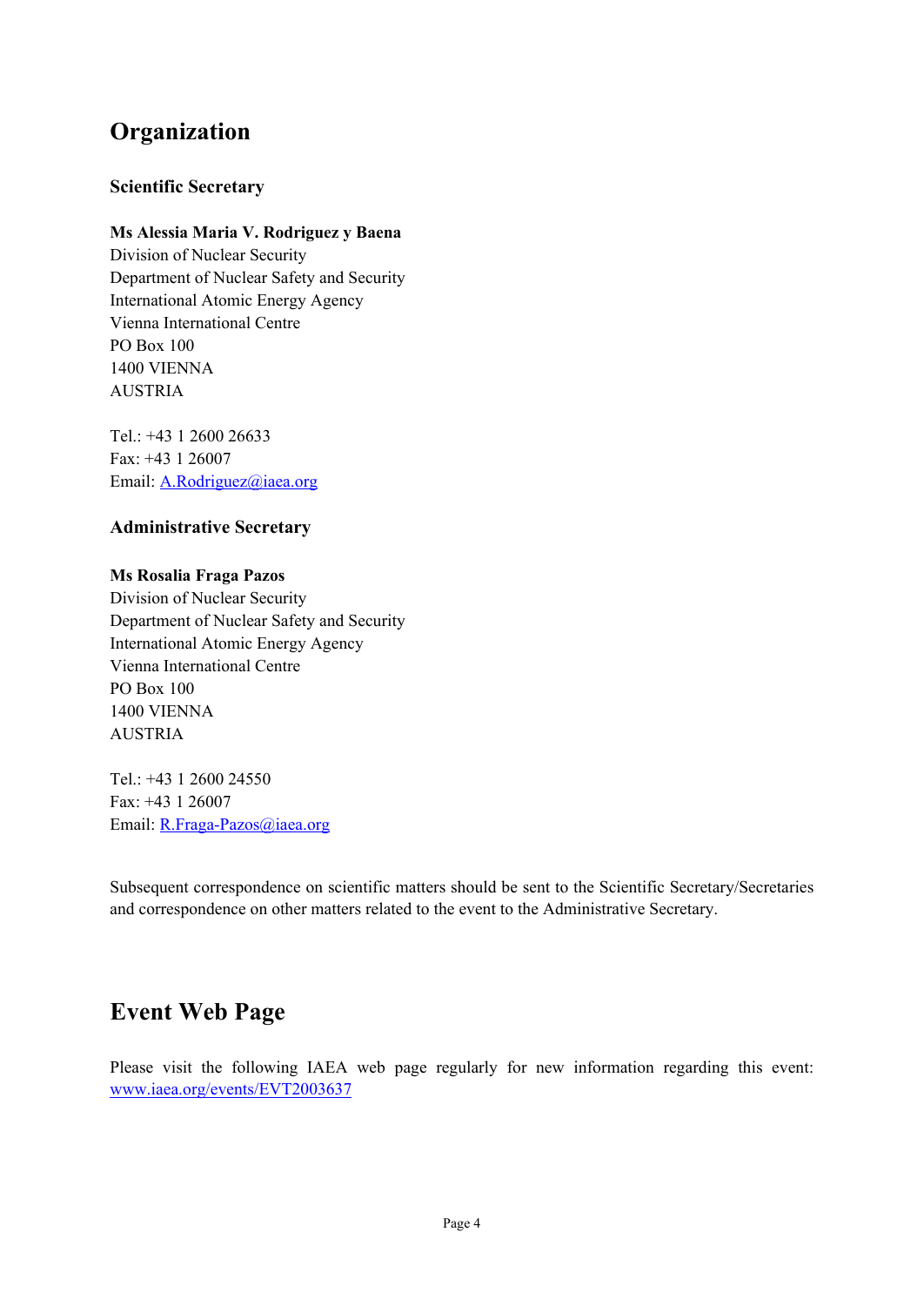# Organization

### Scientific Secretary

**Ms Alessia Maria V. Rodriguez y Baena**
Division of Nuclear Security
Department of Nuclear Safety and Security
International Atomic Energy Agency
Vienna International Centre
PO Box 100
1400 VIENNA
AUSTRIA

Tel.: +43 1 2600 26633
Fax: +43 1 26007
Email: A.Rodriguez@iaea.org

### Administrative Secretary

**Ms Rosalia Fraga Pazos**
Division of Nuclear Security
Department of Nuclear Safety and Security
International Atomic Energy Agency
Vienna International Centre
PO Box 100
1400 VIENNA
AUSTRIA

Tel.: +43 1 2600 24550
Fax: +43 1 26007
Email: R.Fraga-Pazos@iaea.org

Subsequent correspondence on scientific matters should be sent to the Scientific Secretary/Secretaries and correspondence on other matters related to the event to the Administrative Secretary.

# Event Web Page

Please visit the following IAEA web page regularly for new information regarding this event: www.iaea.org/events/EVT2003637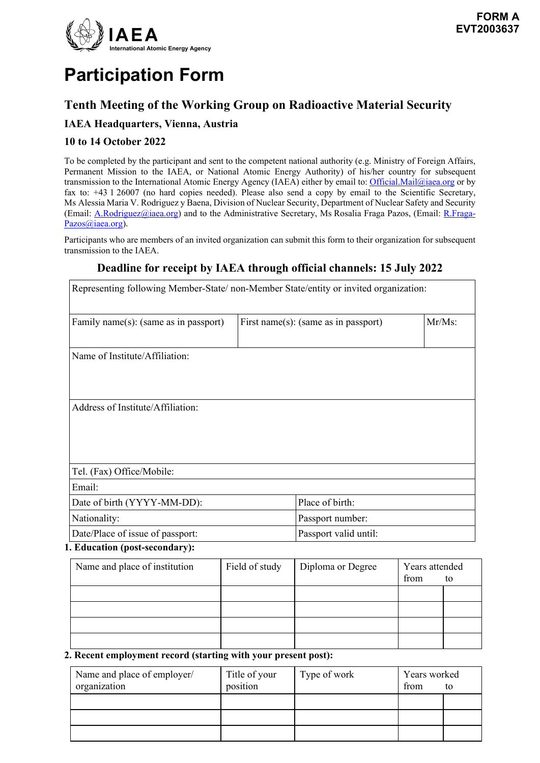**FORM A**
**EVT2003637**

IAEA
International Atomic Energy Agency

# Participation Form

## Tenth Meeting of the Working Group on Radioactive Material Security

### IAEA Headquarters, Vienna, Austria

### 10 to 14 October 2022

To be completed by the participant and sent to the competent national authority (e.g. Ministry of Foreign Affairs, Permanent Mission to the IAEA, or National Atomic Energy Authority) of his/her country for subsequent transmission to the International Atomic Energy Agency (IAEA) either by email to: Official.Mail@iaea.org or by fax to: +43 1 26007 (no hard copies needed). Please also send a copy by email to the Scientific Secretary, Ms Alessia Maria V. Rodriguez y Baena, Division of Nuclear Security, Department of Nuclear Safety and Security (Email: A.Rodriguez@iaea.org) and to the Administrative Secretary, Ms Rosalia Fraga Pazos, (Email: R.Fraga-Pazos@iaea.org).

Participants who are members of an invited organization can submit this form to their organization for subsequent transmission to the IAEA.

**Deadline for receipt by IAEA through official channels: 15 July 2022**

| Representing following Member-State/ non-Member State/entity or invited organization: | | |
|---|---|---|
| Family name(s): (same as in passport) | First name(s): (same as in passport) | Mr/Ms: |
| Name of Institute/Affiliation: | | |
| Address of Institute/Affiliation: | | |
| Tel. (Fax) Office/Mobile: | | |
| Email: | | |
| Date of birth (YYYY-MM-DD): | Place of birth: | |
| Nationality: | Passport number: | |
| Date/Place of issue of passport: | Passport valid until: | |

**1. Education (post-secondary):**

| Name and place of institution | Field of study | Diploma or Degree | Years attended from | to |
|---|---|---|---|---|
| | | | | |
| | | | | |
| | | | | |
| | | | | |

**2. Recent employment record (starting with your present post):**

| Name and place of employer/ organization | Title of your position | Type of work | Years worked from | to |
|---|---|---|---|---|
| | | | | |
| | | | | |
| | | | | |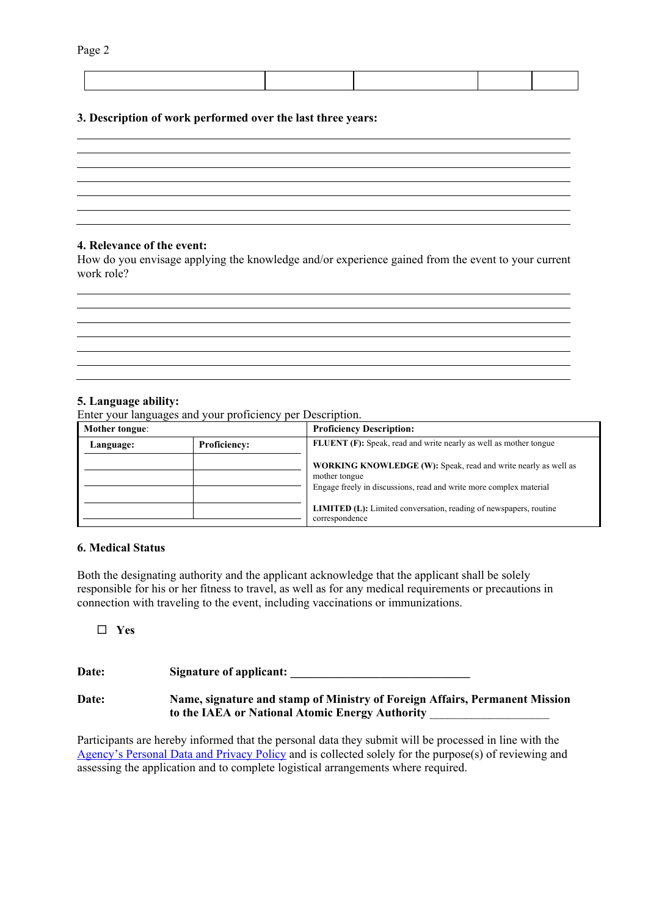| | | | | |
|---|---|---|---|---|
| | | | | |

**3. Description of work performed over the last three years:**

**4. Relevance of the event:**

How do you envisage applying the knowledge and/or experience gained from the event to your current work role?

**5. Language ability:**

Enter your languages and your proficiency per Description.

| **Mother tongue**: | | **Proficiency Description:** |
|---|---|---|
| **Language:** | **Proficiency:** | **FLUENT (F):** Speak, read and write nearly as well as mother tongue |
| | | **WORKING KNOWLEDGE (W):** Speak, read and write nearly as well as mother tongue<br>Engage freely in discussions, read and write more complex material |
| | | |
| | | **LIMITED (L):** Limited conversation, reading of newspapers, routine correspondence |
| | | |

**6. Medical Status**

Both the designating authority and the applicant acknowledge that the applicant shall be solely responsible for his or her fitness to travel, as well as for any medical requirements or precautions in connection with traveling to the event, including vaccinations or immunizations.

☐ **Yes**

**Date:** **Signature of applicant:** ______________________________

**Date:** **Name, signature and stamp of Ministry of Foreign Affairs, Permanent Mission to the IAEA or National Atomic Energy Authority** ____________________

Participants are hereby informed that the personal data they submit will be processed in line with the Agency's Personal Data and Privacy Policy and is collected solely for the purpose(s) of reviewing and assessing the application and to complete logistical arrangements where required.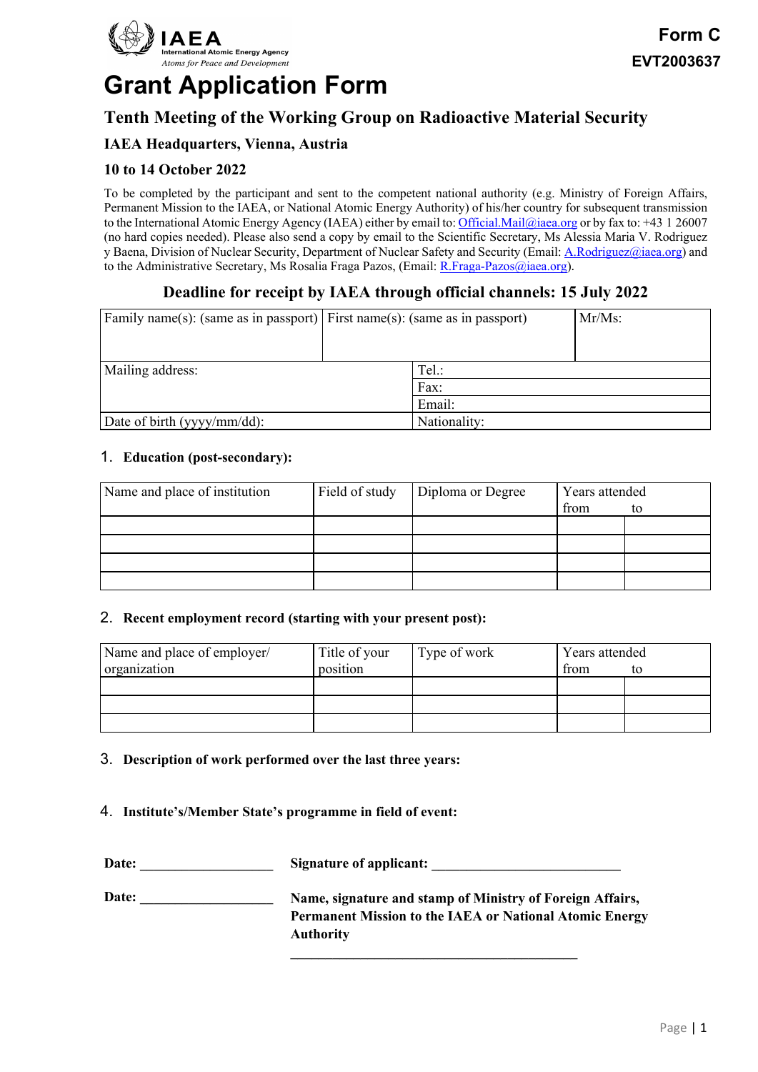IAEA
International Atomic Energy Agency
*Atoms for Peace and Development*

**Form C**
**EVT2003637**

# Grant Application Form

## Tenth Meeting of the Working Group on Radioactive Material Security

### IAEA Headquarters, Vienna, Austria

### 10 to 14 October 2022

To be completed by the participant and sent to the competent national authority (e.g. Ministry of Foreign Affairs, Permanent Mission to the IAEA, or National Atomic Energy Authority) of his/her country for subsequent transmission to the International Atomic Energy Agency (IAEA) either by email to: Official.Mail@iaea.org or by fax to: +43 1 26007 (no hard copies needed). Please also send a copy by email to the Scientific Secretary, Ms Alessia Maria V. Rodriguez y Baena, Division of Nuclear Security, Department of Nuclear Safety and Security (Email: A.Rodriguez@iaea.org) and to the Administrative Secretary, Ms Rosalia Fraga Pazos, (Email: R.Fraga-Pazos@iaea.org).

**Deadline for receipt by IAEA through official channels: 15 July 2022**

| Family name(s): (same as in passport) | First name(s): (same as in passport) | Mr/Ms: |
|---|---|---|
| Mailing address: | Tel.: | |
| | Fax: | |
| | Email: | |
| Date of birth (yyyy/mm/dd): | Nationality: | |

1. **Education (post-secondary):**

| Name and place of institution | Field of study | Diploma or Degree | Years attended from | to |
|---|---|---|---|---|
| | | | | |
| | | | | |
| | | | | |
| | | | | |

2. **Recent employment record (starting with your present post):**

| Name and place of employer/ organization | Title of your position | Type of work | Years attended from | to |
|---|---|---|---|---|
| | | | | |
| | | | | |
| | | | | |

3. **Description of work performed over the last three years:**

4. **Institute's/Member State's programme in field of event:**

**Date: ___________________** **Signature of applicant: ___________________________**

**Date: ___________________** **Name, signature and stamp of Ministry of Foreign Affairs, Permanent Mission to the IAEA or National Atomic Energy Authority**

**_________________________________________**